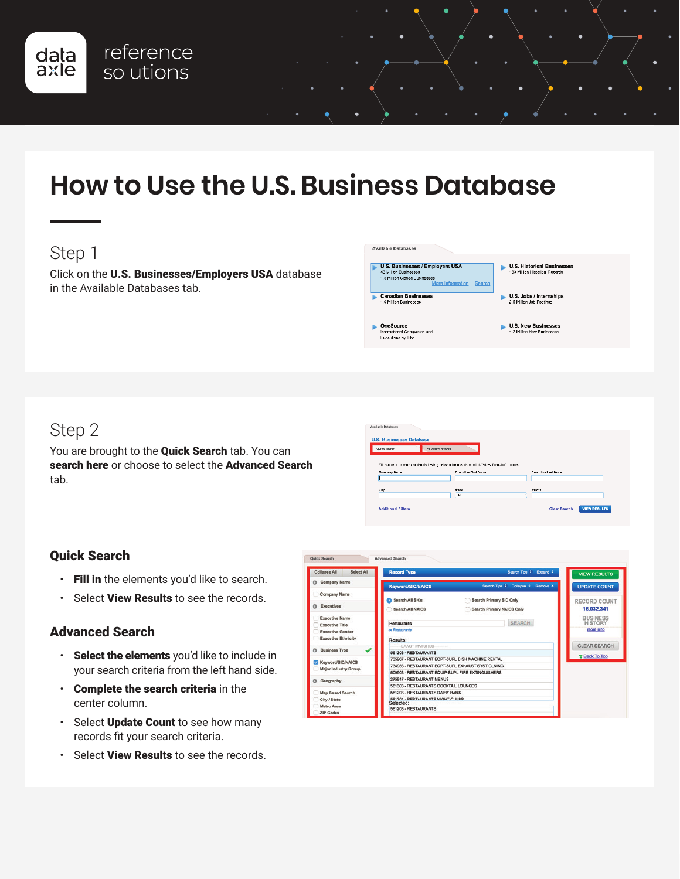# How to Use the U.S. Business Database

## Step 1

Click on the **U.S. Businesses/Employers USA** database in the Available Databases tab.

## Step 2

You are brought to the **Quick Search** tab. You can **search here** or choose to select the **Advanced Search** tab.

### Quick Search

- **Fill in** the elements you'd like to search.
- Select **View Results** to see the records.

### Advanced Search

- **Select the elements** you'd like to include in your search criteria from the left hand side.
- **Complete the search criteria** in the center column.
- Select **Update Count** to see how many records fit your search criteria.
- Select **View Results** to see the records.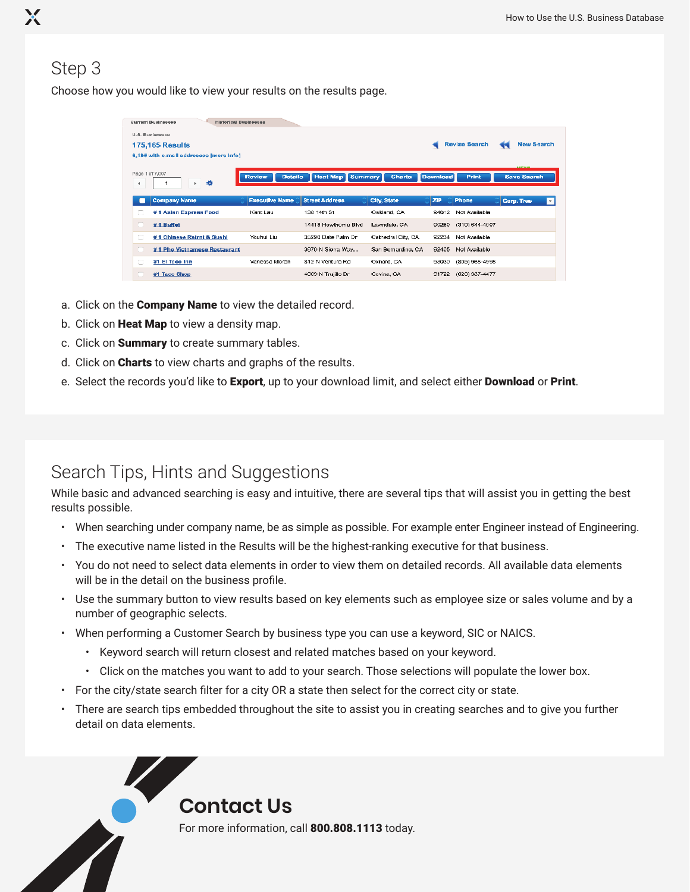## Step 3

Choose how you would like to view your results on the results page.

a. Click on the **Company Name** to view the detailed record.
b. Click on **Heat Map** to view a density map.
c. Click on **Summary** to create summary tables.
d. Click on **Charts** to view charts and graphs of the results.
e. Select the records you'd like to **Export**, up to your download limit, and select either **Download** or **Print**.

## Search Tips, Hints and Suggestions

While basic and advanced searching is easy and intuitive, there are several tips that will assist you in getting the best results possible.

- When searching under company name, be as simple as possible. For example enter Engineer instead of Engineering.
- The executive name listed in the Results will be the highest-ranking executive for that business.
- You do not need to select data elements in order to view them on detailed records. All available data elements will be in the detail on the business profile.
- Use the summary button to view results based on key elements such as employee size or sales volume and by a number of geographic selects.
- When performing a Customer Search by business type you can use a keyword, SIC or NAICS.
  - Keyword search will return closest and related matches based on your keyword.
  - Click on the matches you want to add to your search. Those selections will populate the lower box.
- For the city/state search filter for a city OR a state then select for the correct city or state.
- There are search tips embedded throughout the site to assist you in creating searches and to give you further detail on data elements.

## Contact Us

For more information, call **800.808.1113** today.